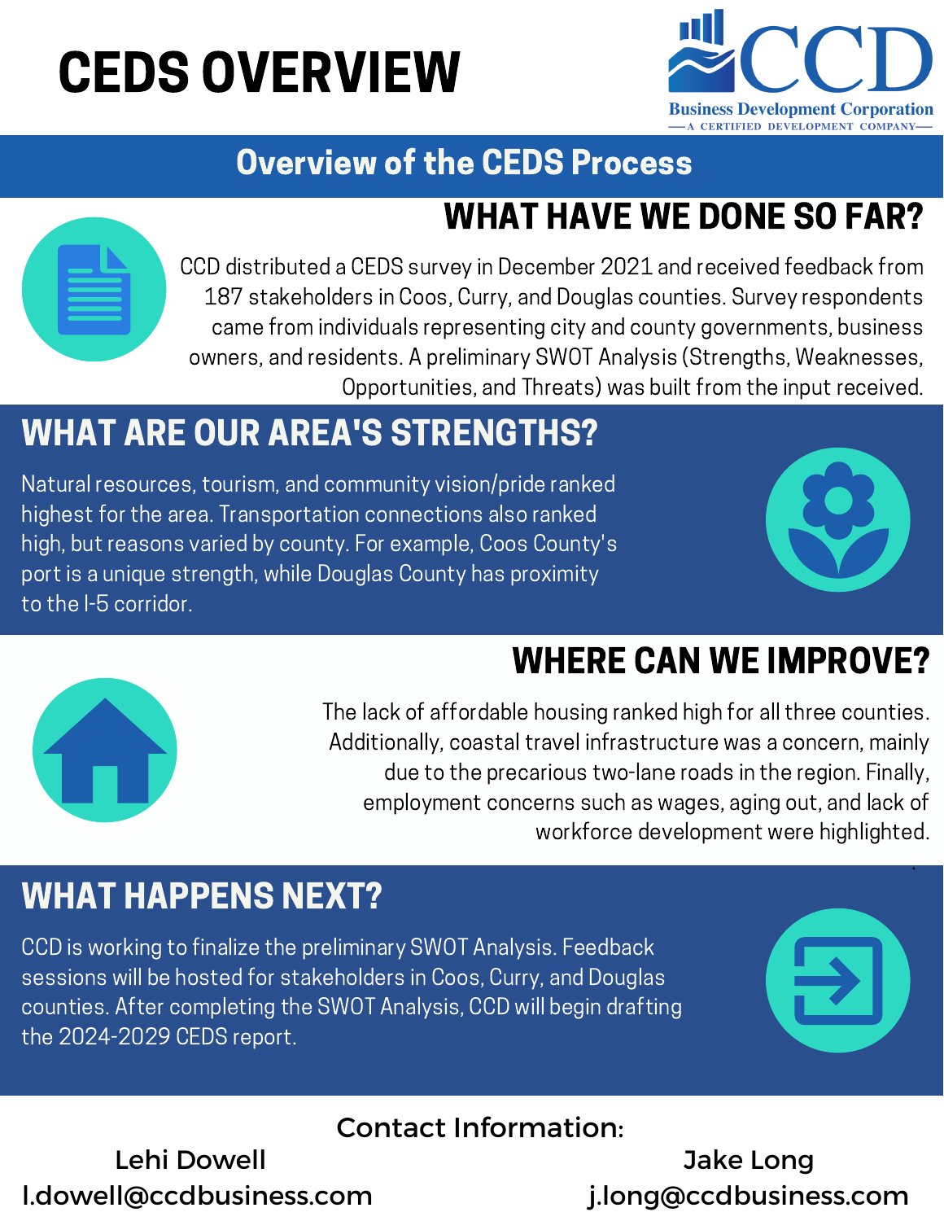# CEDS OVERVIEW

CCD Business Development Corporation
A CERTIFIED DEVELOPMENT COMPANY

## Overview of the CEDS Process

### WHAT HAVE WE DONE SO FAR?

CCD distributed a CEDS survey in December 2021 and received feedback from 187 stakeholders in Coos, Curry, and Douglas counties. Survey respondents came from individuals representing city and county governments, business owners, and residents. A preliminary SWOT Analysis (Strengths, Weaknesses, Opportunities, and Threats) was built from the input received.

### WHAT ARE OUR AREA'S STRENGTHS?

Natural resources, tourism, and community vision/pride ranked highest for the area. Transportation connections also ranked high, but reasons varied by county. For example, Coos County's port is a unique strength, while Douglas County has proximity to the I-5 corridor.

### WHERE CAN WE IMPROVE?

The lack of affordable housing ranked high for all three counties. Additionally, coastal travel infrastructure was a concern, mainly due to the precarious two-lane roads in the region. Finally, employment concerns such as wages, aging out, and lack of workforce development were highlighted.

### WHAT HAPPENS NEXT?

CCD is working to finalize the preliminary SWOT Analysis. Feedback sessions will be hosted for stakeholders in Coos, Curry, and Douglas counties. After completing the SWOT Analysis, CCD will begin drafting the 2024-2029 CEDS report.

**Contact Information:**

Lehi Dowell
l.dowell@ccdbusiness.com

Jake Long
j.long@ccdbusiness.com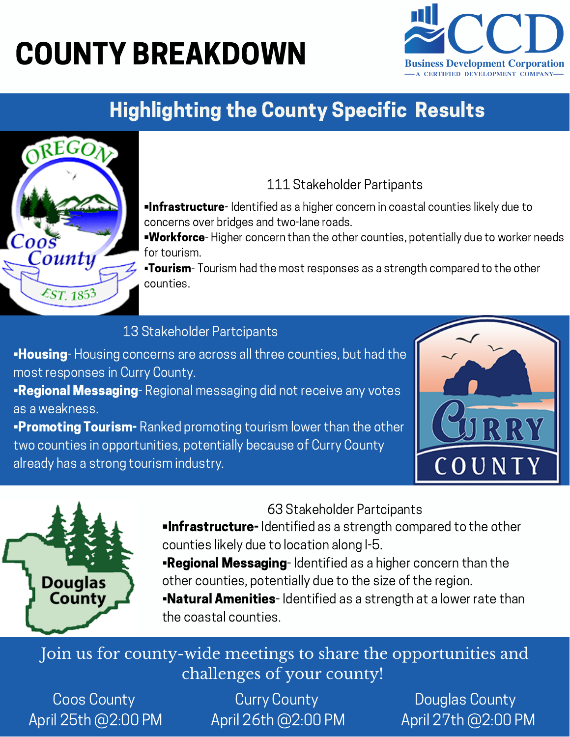# COUNTY BREAKDOWN

CCD Business Development Corporation
A CERTIFIED DEVELOPMENT COMPANY

## Highlighting the County Specific Results

### Coos County

111 Stakeholder Partipants

- **Infrastructure**- Identified as a higher concern in coastal counties likely due to concerns over bridges and two-lane roads.
- **Workforce**- Higher concern than the other counties, potentially due to worker needs for tourism.
- **Tourism**- Tourism had the most responses as a strength compared to the other counties.

### Curry County

13 Stakeholder Partcipants

- **Housing**- Housing concerns are across all three counties, but had the most responses in Curry County.
- **Regional Messaging**- Regional messaging did not receive any votes as a weakness.
- **Promoting Tourism-** Ranked promoting tourism lower than the other two counties in opportunities, potentially because of Curry County already has a strong tourism industry.

### Douglas County

63 Stakeholder Partcipants

- **Infrastructure-** Identified as a strength compared to the other counties likely due to location along I-5.
- **Regional Messaging**- Identified as a higher concern than the other counties, potentially due to the size of the region.
- **Natural Amenities**- Identified as a strength at a lower rate than the coastal counties.

Join us for county-wide meetings to share the opportunities and challenges of your county!

Coos County
April 25th @2:00 PM

Curry County
April 26th @2:00 PM

Douglas County
April 27th @2:00 PM